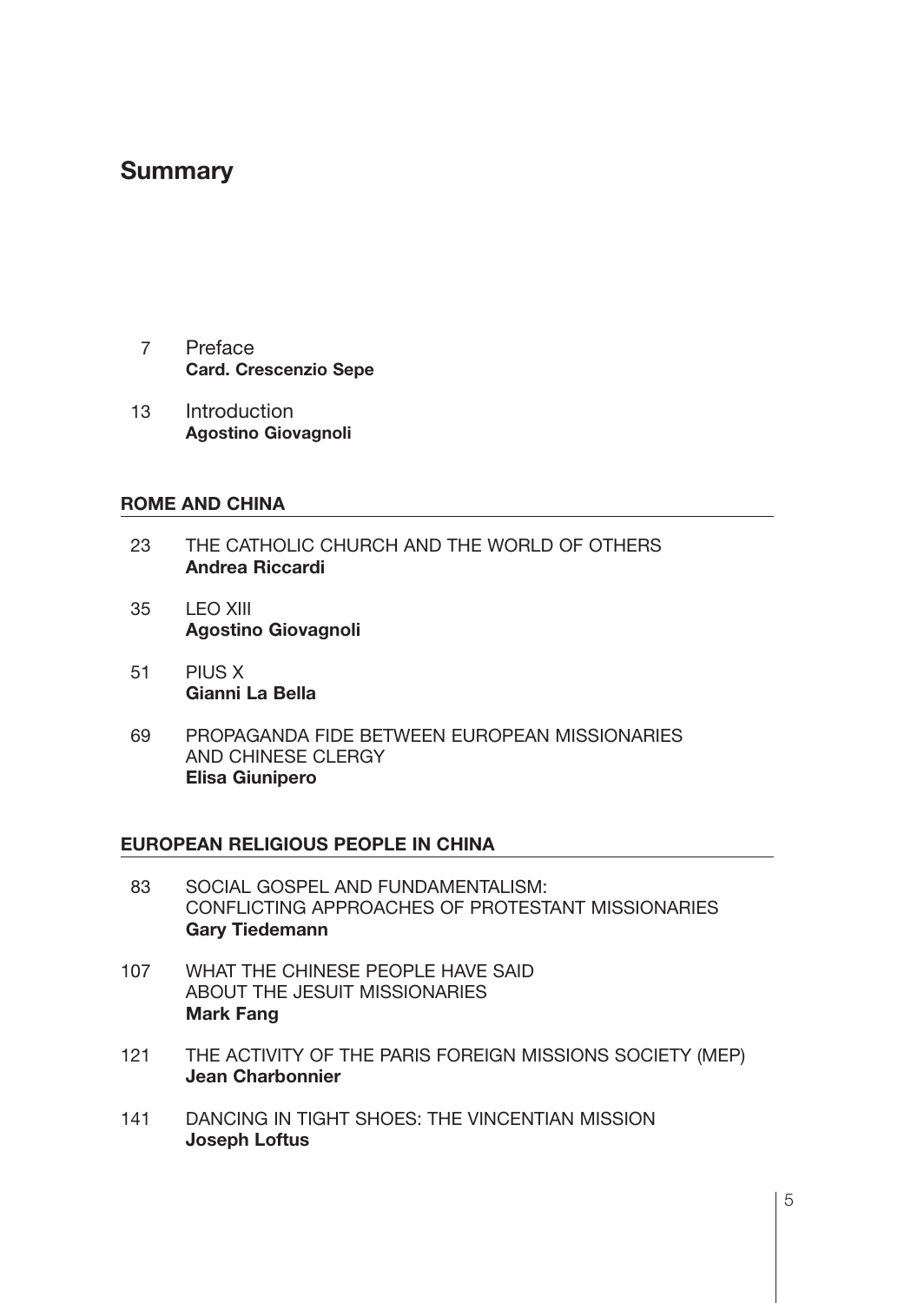# Summary

7 Preface
**Card. Crescenzio Sepe**

13 Introduction
**Agostino Giovagnoli**

## ROME AND CHINA

23 THE CATHOLIC CHURCH AND THE WORLD OF OTHERS
**Andrea Riccardi**

35 LEO XIII
**Agostino Giovagnoli**

51 PIUS X
**Gianni La Bella**

69 PROPAGANDA FIDE BETWEEN EUROPEAN MISSIONARIES AND CHINESE CLERGY
**Elisa Giunipero**

## EUROPEAN RELIGIOUS PEOPLE IN CHINA

83 SOCIAL GOSPEL AND FUNDAMENTALISM: CONFLICTING APPROACHES OF PROTESTANT MISSIONARIES
**Gary Tiedemann**

107 WHAT THE CHINESE PEOPLE HAVE SAID ABOUT THE JESUIT MISSIONARIES
**Mark Fang**

121 THE ACTIVITY OF THE PARIS FOREIGN MISSIONS SOCIETY (MEP)
**Jean Charbonnier**

141 DANCING IN TIGHT SHOES: THE VINCENTIAN MISSION
**Joseph Loftus**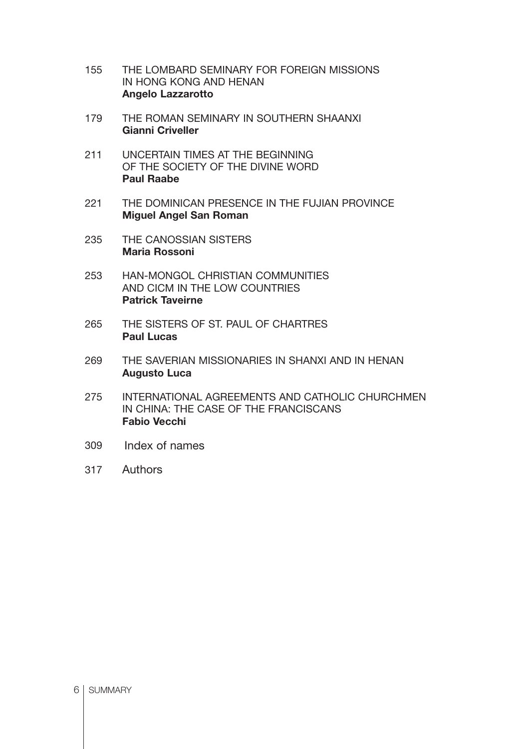155 THE LOMBARD SEMINARY FOR FOREIGN MISSIONS IN HONG KONG AND HENAN
**Angelo Lazzarotto**

179 THE ROMAN SEMINARY IN SOUTHERN SHAANXI
**Gianni Criveller**

211 UNCERTAIN TIMES AT THE BEGINNING OF THE SOCIETY OF THE DIVINE WORD
**Paul Raabe**

221 THE DOMINICAN PRESENCE IN THE FUJIAN PROVINCE
**Miguel Angel San Roman**

235 THE CANOSSIAN SISTERS
**Maria Rossoni**

253 HAN-MONGOL CHRISTIAN COMMUNITIES AND CICM IN THE LOW COUNTRIES
**Patrick Taveirne**

265 THE SISTERS OF ST. PAUL OF CHARTRES
**Paul Lucas**

269 THE SAVERIAN MISSIONARIES IN SHANXI AND IN HENAN
**Augusto Luca**

275 INTERNATIONAL AGREEMENTS AND CATHOLIC CHURCHMEN IN CHINA: THE CASE OF THE FRANCISCANS
**Fabio Vecchi**

309 Index of names

317 Authors